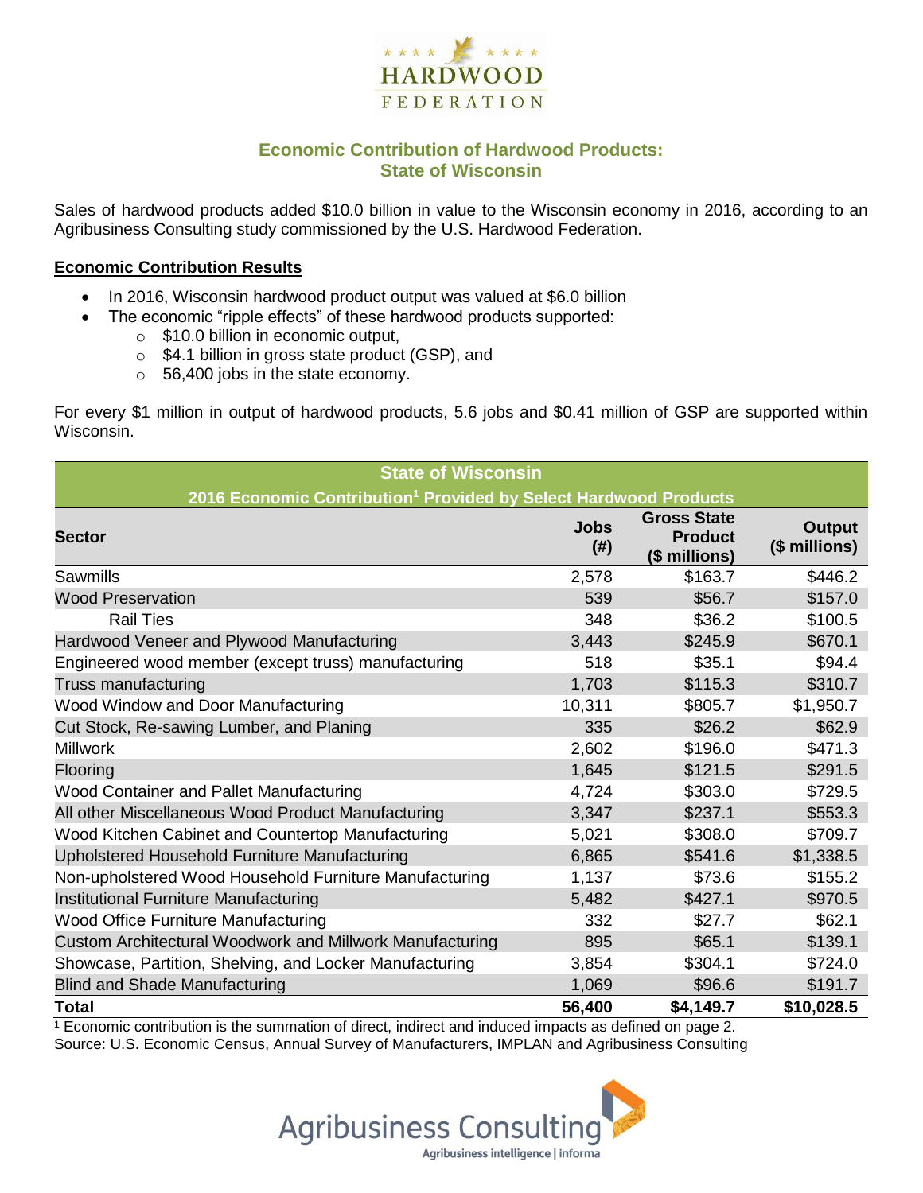# Economic Contribution of Hardwood Products: State of Wisconsin

Sales of hardwood products added $10.0 billion in value to the Wisconsin economy in 2016, according to an Agribusiness Consulting study commissioned by the U.S. Hardwood Federation.

**Economic Contribution Results**

- In 2016, Wisconsin hardwood product output was valued at $6.0 billion
- The economic "ripple effects" of these hardwood products supported:
  - $10.0 billion in economic output,
  - $4.1 billion in gross state product (GSP), and
  - 56,400 jobs in the state economy.

For every $1 million in output of hardwood products, 5.6 jobs and $0.41 million of GSP are supported within Wisconsin.

| State of Wisconsin<br>2016 Economic Contribution[1] Provided by Select Hardwood Products | | | |
|---|---|---|---|
| **Sector** | **Jobs (#)** | **Gross State Product ($ millions)** | **Output ($ millions)** |
| Sawmills | 2,578 | $163.7 | $446.2 |
| Wood Preservation | 539 | $56.7 | $157.0 |
| Rail Ties | 348 | $36.2 | $100.5 |
| Hardwood Veneer and Plywood Manufacturing | 3,443 | $245.9 | $670.1 |
| Engineered wood member (except truss) manufacturing | 518 | $35.1 | $94.4 |
| Truss manufacturing | 1,703 | $115.3 | $310.7 |
| Wood Window and Door Manufacturing | 10,311 | $805.7 | $1,950.7 |
| Cut Stock, Re-sawing Lumber, and Planing | 335 | $26.2 | $62.9 |
| Millwork | 2,602 | $196.0 | $471.3 |
| Flooring | 1,645 | $121.5 | $291.5 |
| Wood Container and Pallet Manufacturing | 4,724 | $303.0 | $729.5 |
| All other Miscellaneous Wood Product Manufacturing | 3,347 | $237.1 | $553.3 |
| Wood Kitchen Cabinet and Countertop Manufacturing | 5,021 | $308.0 | $709.7 |
| Upholstered Household Furniture Manufacturing | 6,865 | $541.6 | $1,338.5 |
| Non-upholstered Wood Household Furniture Manufacturing | 1,137 | $73.6 | $155.2 |
| Institutional Furniture Manufacturing | 5,482 | $427.1 | $970.5 |
| Wood Office Furniture Manufacturing | 332 | $27.7 | $62.1 |
| Custom Architectural Woodwork and Millwork Manufacturing | 895 | $65.1 | $139.1 |
| Showcase, Partition, Shelving, and Locker Manufacturing | 3,854 | $304.1 | $724.0 |
| Blind and Shade Manufacturing | 1,069 | $96.6 | $191.7 |
| **Total** | **56,400** | **$4,149.7** | **$10,028.5** |

[1] Economic contribution is the summation of direct, indirect and induced impacts as defined on page 2.
Source: U.S. Economic Census, Annual Survey of Manufacturers, IMPLAN and Agribusiness Consulting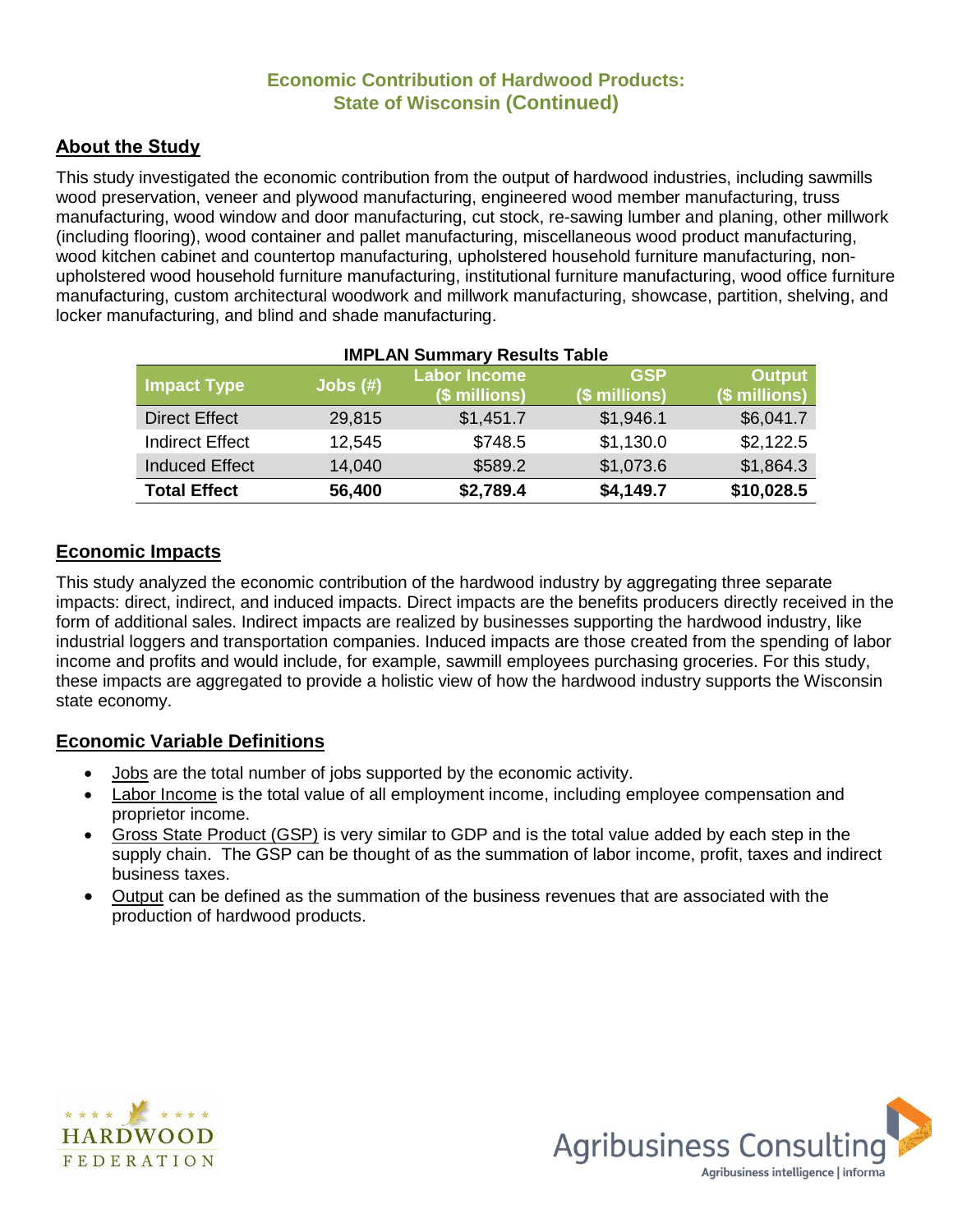# Economic Contribution of Hardwood Products: State of Wisconsin (Continued)

## About the Study

This study investigated the economic contribution from the output of hardwood industries, including sawmills wood preservation, veneer and plywood manufacturing, engineered wood member manufacturing, truss manufacturing, wood window and door manufacturing, cut stock, re-sawing lumber and planing, other millwork (including flooring), wood container and pallet manufacturing, miscellaneous wood product manufacturing, wood kitchen cabinet and countertop manufacturing, upholstered household furniture manufacturing, non-upholstered wood household furniture manufacturing, institutional furniture manufacturing, wood office furniture manufacturing, custom architectural woodwork and millwork manufacturing, showcase, partition, shelving, and locker manufacturing, and blind and shade manufacturing.

**IMPLAN Summary Results Table**

| Impact Type | Jobs (#) | Labor Income ($ millions) | GSP ($ millions) | Output ($ millions) |
|---|---|---|---|---|
| Direct Effect | 29,815 | $1,451.7 | $1,946.1 | $6,041.7 |
| Indirect Effect | 12,545 | $748.5 | $1,130.0 | $2,122.5 |
| Induced Effect | 14,040 | $589.2 | $1,073.6 | $1,864.3 |
| **Total Effect** | **56,400** | **$2,789.4** | **$4,149.7** | **$10,028.5** |

## Economic Impacts

This study analyzed the economic contribution of the hardwood industry by aggregating three separate impacts: direct, indirect, and induced impacts. Direct impacts are the benefits producers directly received in the form of additional sales. Indirect impacts are realized by businesses supporting the hardwood industry, like industrial loggers and transportation companies. Induced impacts are those created from the spending of labor income and profits and would include, for example, sawmill employees purchasing groceries. For this study, these impacts are aggregated to provide a holistic view of how the hardwood industry supports the Wisconsin state economy.

## Economic Variable Definitions

- Jobs are the total number of jobs supported by the economic activity.
- Labor Income is the total value of all employment income, including employee compensation and proprietor income.
- Gross State Product (GSP) is very similar to GDP and is the total value added by each step in the supply chain. The GSP can be thought of as the summation of labor income, profit, taxes and indirect business taxes.
- Output can be defined as the summation of the business revenues that are associated with the production of hardwood products.

HARDWOOD FEDERATION

Agribusiness Consulting
Agribusiness intelligence | informa